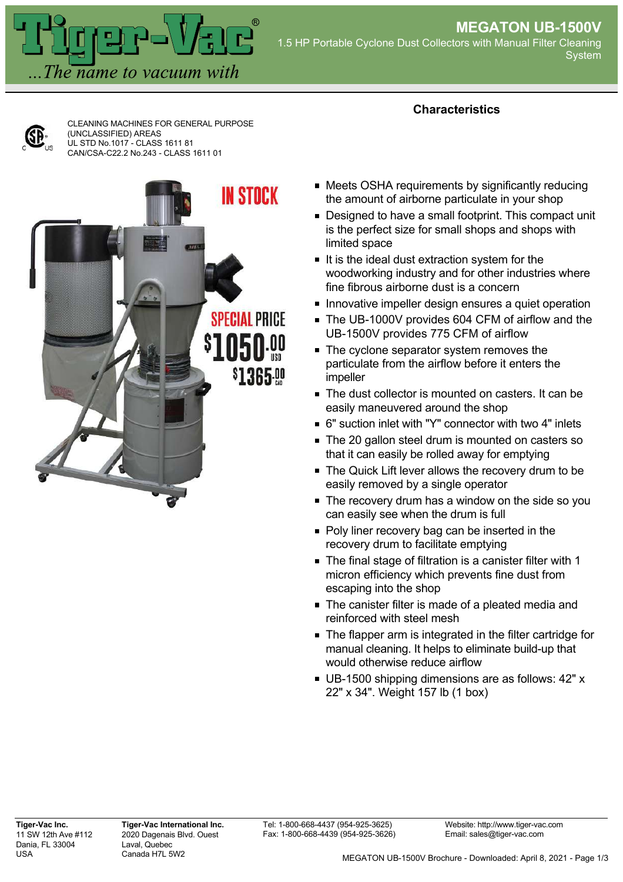# MEGATON UB-1500V

1.5 HP Portable Cyclone Dust Collectors with Manual Filter Cleaning System

CLEANING MACHINES FOR GENERAL PURPOSE (UNCLASSIFIED) AREAS
UL STD No.1017 - CLASS 1611 81
CAN/CSA-C22.2 No.243 - CLASS 1611 01

IN STOCK

SPECIAL PRICE $1050.00 USD
$1365.00 CAD

## Characteristics

- Meets OSHA requirements by significantly reducing the amount of airborne particulate in your shop
- Designed to have a small footprint. This compact unit is the perfect size for small shops and shops with limited space
- It is the ideal dust extraction system for the woodworking industry and for other industries where fine fibrous airborne dust is a concern
- Innovative impeller design ensures a quiet operation
- The UB-1000V provides 604 CFM of airflow and the UB-1500V provides 775 CFM of airflow
- The cyclone separator system removes the particulate from the airflow before it enters the impeller
- The dust collector is mounted on casters. It can be easily maneuvered around the shop
- 6" suction inlet with "Y" connector with two 4" inlets
- The 20 gallon steel drum is mounted on casters so that it can easily be rolled away for emptying
- The Quick Lift lever allows the recovery drum to be easily removed by a single operator
- The recovery drum has a window on the side so you can easily see when the drum is full
- Poly liner recovery bag can be inserted in the recovery drum to facilitate emptying
- The final stage of filtration is a canister filter with 1 micron efficiency which prevents fine dust from escaping into the shop
- The canister filter is made of a pleated media and reinforced with steel mesh
- The flapper arm is integrated in the filter cartridge for manual cleaning. It helps to eliminate build-up that would otherwise reduce airflow
- UB-1500 shipping dimensions are as follows: 42" x 22" x 34". Weight 157 lb (1 box)

**Tiger-Vac Inc.**
11 SW 12th Ave #112
Dania, FL 33004
USA

**Tiger-Vac International Inc.**
2020 Dagenais Blvd. Ouest
Laval, Quebec
Canada H7L 5W2

Tel: 1-800-668-4437 (954-925-3625)
Fax: 1-800-668-4439 (954-925-3626)

Website: http://www.tiger-vac.com
Email: sales@tiger-vac.com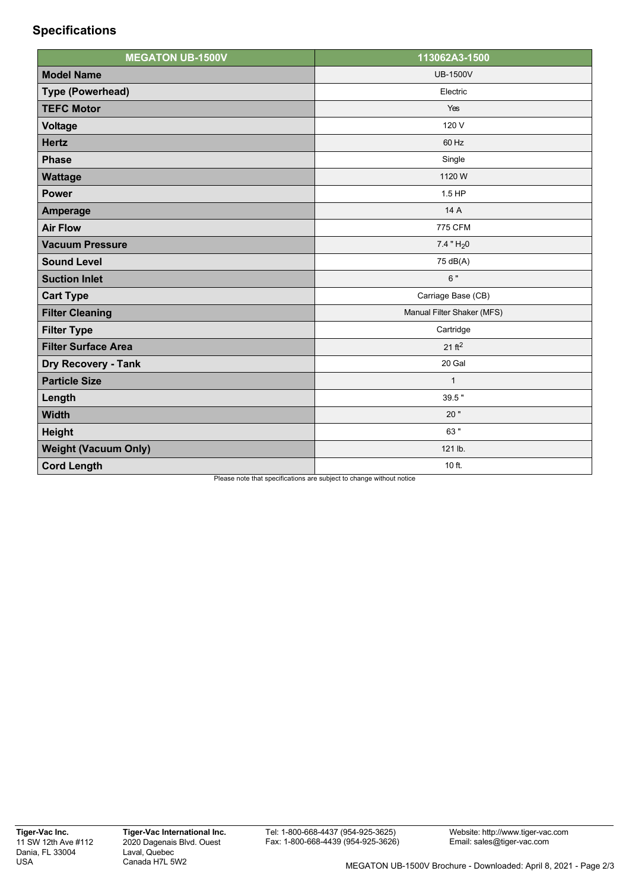## Specifications

| MEGATON UB-1500V | 113062A3-1500 |
|---|---|
| **Model Name** | UB-1500V |
| **Type (Powerhead)** | Electric |
| **TEFC Motor** | Yes |
| **Voltage** | 120 V |
| **Hertz** | 60 Hz |
| **Phase** | Single |
| **Wattage** | 1120 W |
| **Power** | 1.5 HP |
| **Amperage** | 14 A |
| **Air Flow** | 775 CFM |
| **Vacuum Pressure** | 7.4 " $H_20$ |
| **Sound Level** | 75 dB(A) |
| **Suction Inlet** | 6 " |
| **Cart Type** | Carriage Base (CB) |
| **Filter Cleaning** | Manual Filter Shaker (MFS) |
| **Filter Type** | Cartridge |
| **Filter Surface Area** | 21 $ft^2$ |
| **Dry Recovery - Tank** | 20 Gal |
| **Particle Size** | 1 |
| **Length** | 39.5 " |
| **Width** | 20 " |
| **Height** | 63 " |
| **Weight (Vacuum Only)** | 121 lb. |
| **Cord Length** | 10 ft. |

Please note that specifications are subject to change without notice

**Tiger-Vac Inc.**
11 SW 12th Ave #112
Dania, FL 33004
USA

**Tiger-Vac International Inc.**
2020 Dagenais Blvd. Ouest
Laval, Quebec
Canada H7L 5W2

Tel: 1-800-668-4437 (954-925-3625)
Fax: 1-800-668-4439 (954-925-3626)

Website: http://www.tiger-vac.com
Email: sales@tiger-vac.com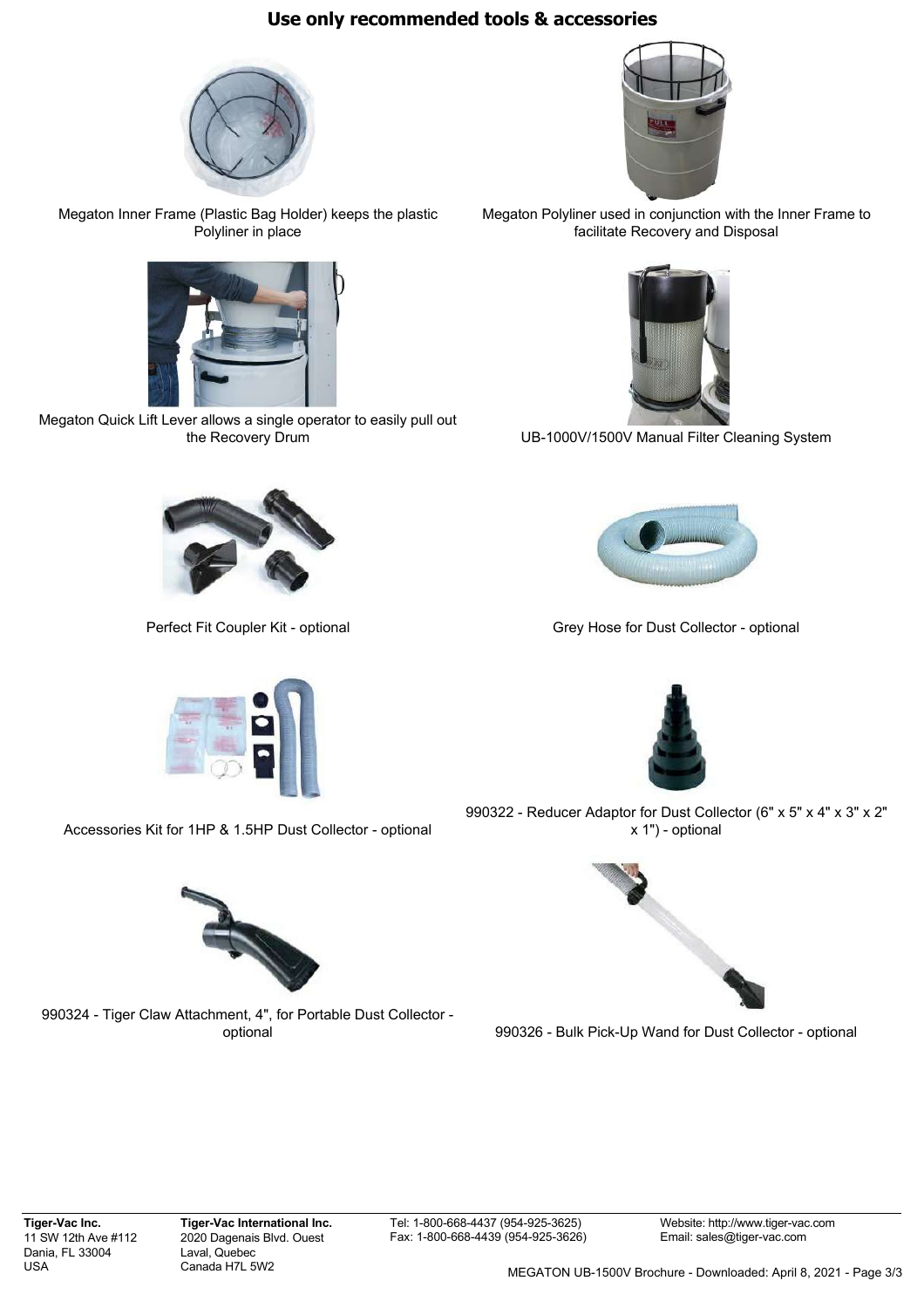## Use only recommended tools & accessories

Megaton Inner Frame (Plastic Bag Holder) keeps the plastic Polyliner in place

Megaton Polyliner used in conjunction with the Inner Frame to facilitate Recovery and Disposal

Megaton Quick Lift Lever allows a single operator to easily pull out the Recovery Drum

UB-1000V/1500V Manual Filter Cleaning System

Perfect Fit Coupler Kit - optional

Grey Hose for Dust Collector - optional

Accessories Kit for 1HP & 1.5HP Dust Collector - optional

990322 - Reducer Adaptor for Dust Collector (6" x 5" x 4" x 3" x 2" x 1") - optional

990324 - Tiger Claw Attachment, 4", for Portable Dust Collector - optional

990326 - Bulk Pick-Up Wand for Dust Collector - optional

**Tiger-Vac Inc.**
11 SW 12th Ave #112
Dania, FL 33004
USA

**Tiger-Vac International Inc.**
2020 Dagenais Blvd. Ouest
Laval, Quebec
Canada H7L 5W2

Tel: 1-800-668-4437 (954-925-3625)
Fax: 1-800-668-4439 (954-925-3626)

Website: http://www.tiger-vac.com
Email: sales@tiger-vac.com

MEGATON UB-1500V Brochure - Downloaded: April 8, 2021